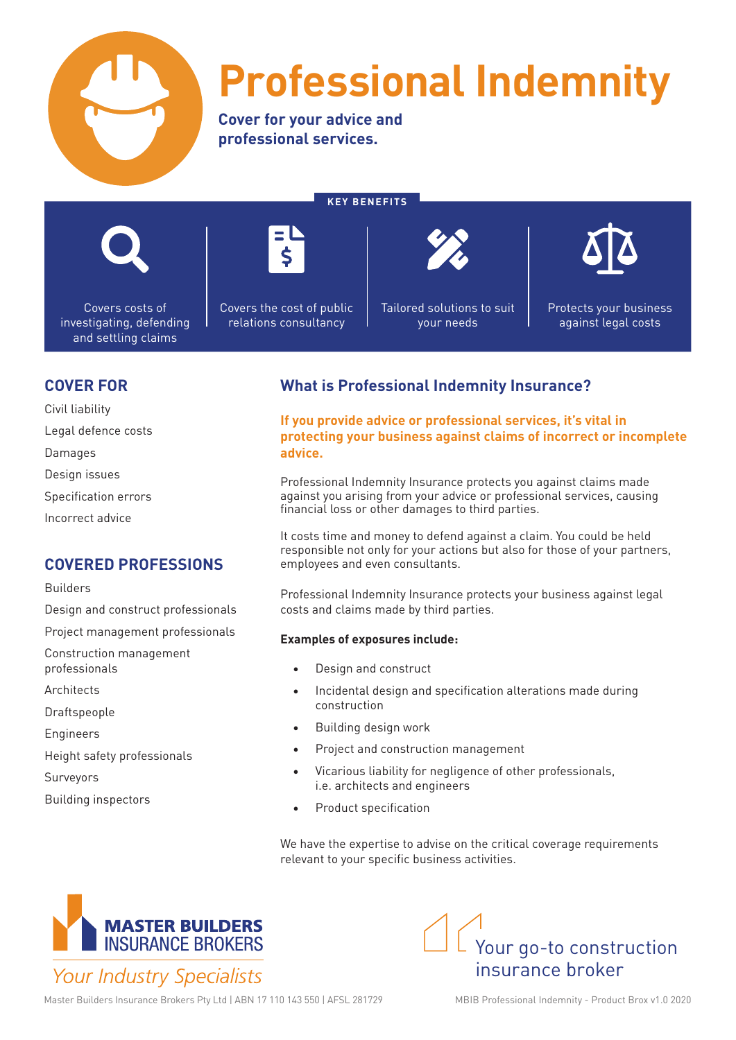# Professional Indemnity

**Cover for your advice and professional services.**

## KEY BENEFITS

- Covers costs of investigating, defending and settling claims
- Covers the cost of public relations consultancy
- Tailored solutions to suit your needs
- Protects your business against legal costs

## COVER FOR

Civil liability

Legal defence costs

Damages

Design issues

Specification errors

Incorrect advice

## COVERED PROFESSIONS

Builders

Design and construct professionals

Project management professionals

Construction management professionals

Architects

Draftspeople

Engineers

Height safety professionals

Surveyors

Building inspectors

## What is Professional Indemnity Insurance?

**If you provide advice or professional services, it's vital in protecting your business against claims of incorrect or incomplete advice.**

Professional Indemnity Insurance protects you against claims made against you arising from your advice or professional services, causing financial loss or other damages to third parties.

It costs time and money to defend against a claim. You could be held responsible not only for your actions but also for those of your partners, employees and even consultants.

Professional Indemnity Insurance protects your business against legal costs and claims made by third parties.

**Examples of exposures include:**

- Design and construct
- Incidental design and specification alterations made during construction
- Building design work
- Project and construction management
- Vicarious liability for negligence of other professionals, i.e. architects and engineers
- Product specification

We have the expertise to advise on the critical coverage requirements relevant to your specific business activities.

**MASTER BUILDERS INSURANCE BROKERS**

*Your Industry Specialists*

Your go-to construction insurance broker

Master Builders Insurance Brokers Pty Ltd | ABN 17 110 143 550 | AFSL 281729

MBIB Professional Indemnity - Product Brox v1.0 2020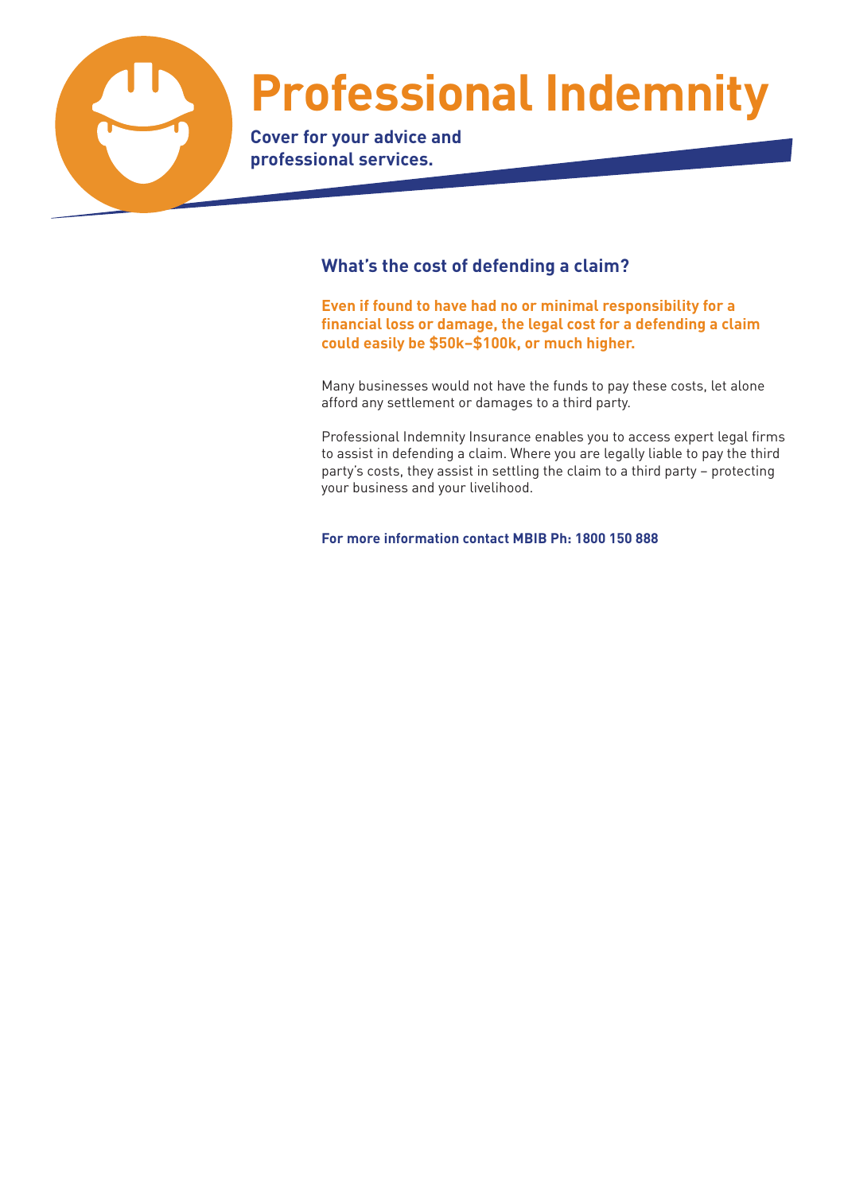# Professional Indemnity

**Cover for your advice and professional services.**

## What's the cost of defending a claim?

**Even if found to have had no or minimal responsibility for a financial loss or damage, the legal cost for a defending a claim could easily be $50k–$100k, or much higher.**

Many businesses would not have the funds to pay these costs, let alone afford any settlement or damages to a third party.

Professional Indemnity Insurance enables you to access expert legal firms to assist in defending a claim. Where you are legally liable to pay the third party's costs, they assist in settling the claim to a third party – protecting your business and your livelihood.

**For more information contact MBIB Ph: 1800 150 888**